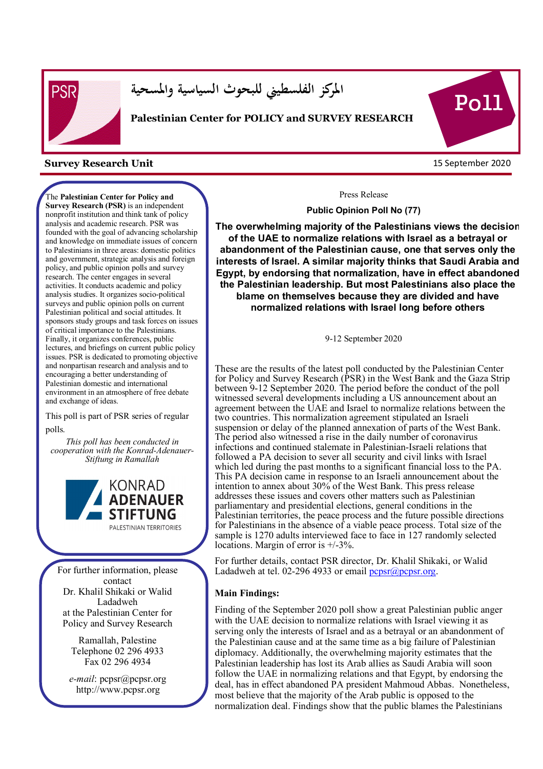المركز الفلسطيني للبحوث السياسية والمسحية

**Palestinian Center for POLICY and SURVEY RESEARCH**

Poll

**Survey Research Unit**

15 September 2020

The **Palestinian Center for Policy and Survey Research (PSR)** is an independent nonprofit institution and think tank of policy analysis and academic research. PSR was founded with the goal of advancing scholarship and knowledge on immediate issues of concern to Palestinians in three areas: domestic politics and government, strategic analysis and foreign policy, and public opinion polls and survey research. The center engages in several activities. It conducts academic and policy analysis studies. It organizes socio-political surveys and public opinion polls on current Palestinian political and social attitudes. It sponsors study groups and task forces on issues of critical importance to the Palestinians. Finally, it organizes conferences, public lectures, and briefings on current public policy issues. PSR is dedicated to promoting objective and nonpartisan research and analysis and to encouraging a better understanding of Palestinian domestic and international environment in an atmosphere of free debate and exchange of ideas.

This poll is part of PSR series of regular polls.

*This poll has been conducted in cooperation with the Konrad-Adenauer-Stiftung in Ramallah*

KONRAD ADENAUER STIFTUNG
PALESTINIAN TERRITORIES

For further information, please contact
Dr. Khalil Shikaki or Walid Ladadweh
at the Palestinian Center for Policy and Survey Research

Ramallah, Palestine
Telephone 02 296 4933
Fax 02 296 4934

*e-mail*: pcpsr@pcpsr.org
http://www.pcpsr.org

Press Release

**Public Opinion Poll No (77)**

## The overwhelming majority of the Palestinians views the decision of the UAE to normalize relations with Israel as a betrayal or abandonment of the Palestinian cause, one that serves only the interests of Israel. A similar majority thinks that Saudi Arabia and Egypt, by endorsing that normalization, have in effect abandoned the Palestinian leadership. But most Palestinians also place the blame on themselves because they are divided and have normalized relations with Israel long before others

9-12 September 2020

These are the results of the latest poll conducted by the Palestinian Center for Policy and Survey Research (PSR) in the West Bank and the Gaza Strip between 9-12 September 2020. The period before the conduct of the poll witnessed several developments including a US announcement about an agreement between the UAE and Israel to normalize relations between the two countries. This normalization agreement stipulated an Israeli suspension or delay of the planned annexation of parts of the West Bank. The period also witnessed a rise in the daily number of coronavirus infections and continued stalemate in Palestinian-Israeli relations that followed a PA decision to sever all security and civil links with Israel which led during the past months to a significant financial loss to the PA. This PA decision came in response to an Israeli announcement about the intention to annex about 30% of the West Bank. This press release addresses these issues and covers other matters such as Palestinian parliamentary and presidential elections, general conditions in the Palestinian territories, the peace process and the future possible directions for Palestinians in the absence of a viable peace process. Total size of the sample is 1270 adults interviewed face to face in 127 randomly selected locations. Margin of error is +/-3%.

For further details, contact PSR director, Dr. Khalil Shikaki, or Walid Ladadweh at tel. 02-296 4933 or email pcpsr@pcpsr.org.

**Main Findings:**

Finding of the September 2020 poll show a great Palestinian public anger with the UAE decision to normalize relations with Israel viewing it as serving only the interests of Israel and as a betrayal or an abandonment of the Palestinian cause and at the same time as a big failure of Palestinian diplomacy. Additionally, the overwhelming majority estimates that the Palestinian leadership has lost its Arab allies as Saudi Arabia will soon follow the UAE in normalizing relations and that Egypt, by endorsing the deal, has in effect abandoned PA president Mahmoud Abbas. Nonetheless, most believe that the majority of the Arab public is opposed to the normalization deal. Findings show that the public blames the Palestinians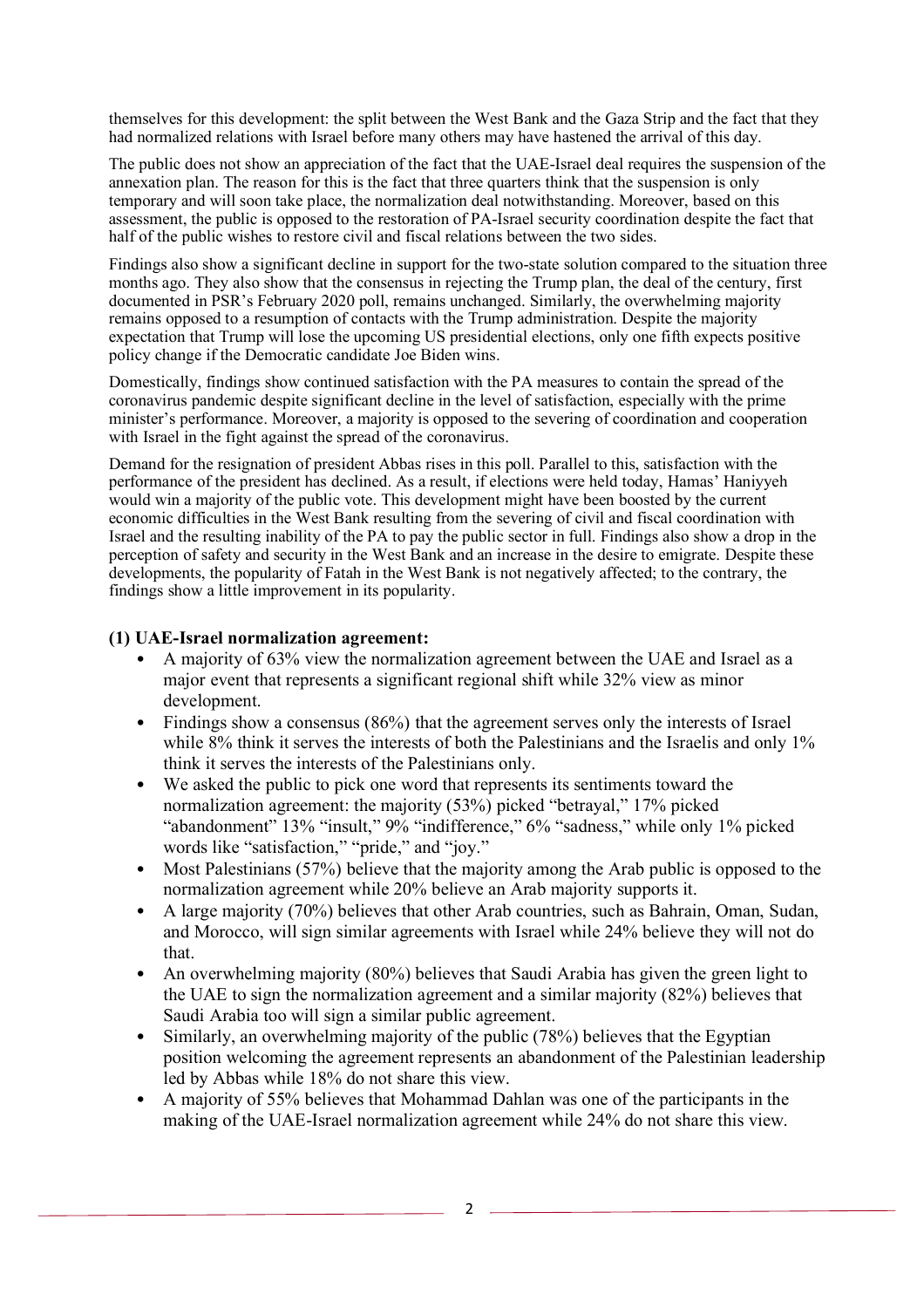themselves for this development: the split between the West Bank and the Gaza Strip and the fact that they had normalized relations with Israel before many others may have hastened the arrival of this day.

The public does not show an appreciation of the fact that the UAE-Israel deal requires the suspension of the annexation plan. The reason for this is the fact that three quarters think that the suspension is only temporary and will soon take place, the normalization deal notwithstanding. Moreover, based on this assessment, the public is opposed to the restoration of PA-Israel security coordination despite the fact that half of the public wishes to restore civil and fiscal relations between the two sides.

Findings also show a significant decline in support for the two-state solution compared to the situation three months ago. They also show that the consensus in rejecting the Trump plan, the deal of the century, first documented in PSR's February 2020 poll, remains unchanged. Similarly, the overwhelming majority remains opposed to a resumption of contacts with the Trump administration. Despite the majority expectation that Trump will lose the upcoming US presidential elections, only one fifth expects positive policy change if the Democratic candidate Joe Biden wins.

Domestically, findings show continued satisfaction with the PA measures to contain the spread of the coronavirus pandemic despite significant decline in the level of satisfaction, especially with the prime minister's performance. Moreover, a majority is opposed to the severing of coordination and cooperation with Israel in the fight against the spread of the coronavirus.

Demand for the resignation of president Abbas rises in this poll. Parallel to this, satisfaction with the performance of the president has declined. As a result, if elections were held today, Hamas' Haniyyeh would win a majority of the public vote. This development might have been boosted by the current economic difficulties in the West Bank resulting from the severing of civil and fiscal coordination with Israel and the resulting inability of the PA to pay the public sector in full. Findings also show a drop in the perception of safety and security in the West Bank and an increase in the desire to emigrate. Despite these developments, the popularity of Fatah in the West Bank is not negatively affected; to the contrary, the findings show a little improvement in its popularity.

### (1) UAE-Israel normalization agreement:

- A majority of 63% view the normalization agreement between the UAE and Israel as a major event that represents a significant regional shift while 32% view as minor development.
- Findings show a consensus (86%) that the agreement serves only the interests of Israel while 8% think it serves the interests of both the Palestinians and the Israelis and only 1% think it serves the interests of the Palestinians only.
- We asked the public to pick one word that represents its sentiments toward the normalization agreement: the majority (53%) picked "betrayal," 17% picked "abandonment" 13% "insult," 9% "indifference," 6% "sadness," while only 1% picked words like "satisfaction," "pride," and "joy."
- Most Palestinians (57%) believe that the majority among the Arab public is opposed to the normalization agreement while 20% believe an Arab majority supports it.
- A large majority (70%) believes that other Arab countries, such as Bahrain, Oman, Sudan, and Morocco, will sign similar agreements with Israel while 24% believe they will not do that.
- An overwhelming majority (80%) believes that Saudi Arabia has given the green light to the UAE to sign the normalization agreement and a similar majority (82%) believes that Saudi Arabia too will sign a similar public agreement.
- Similarly, an overwhelming majority of the public (78%) believes that the Egyptian position welcoming the agreement represents an abandonment of the Palestinian leadership led by Abbas while 18% do not share this view.
- A majority of 55% believes that Mohammad Dahlan was one of the participants in the making of the UAE-Israel normalization agreement while 24% do not share this view.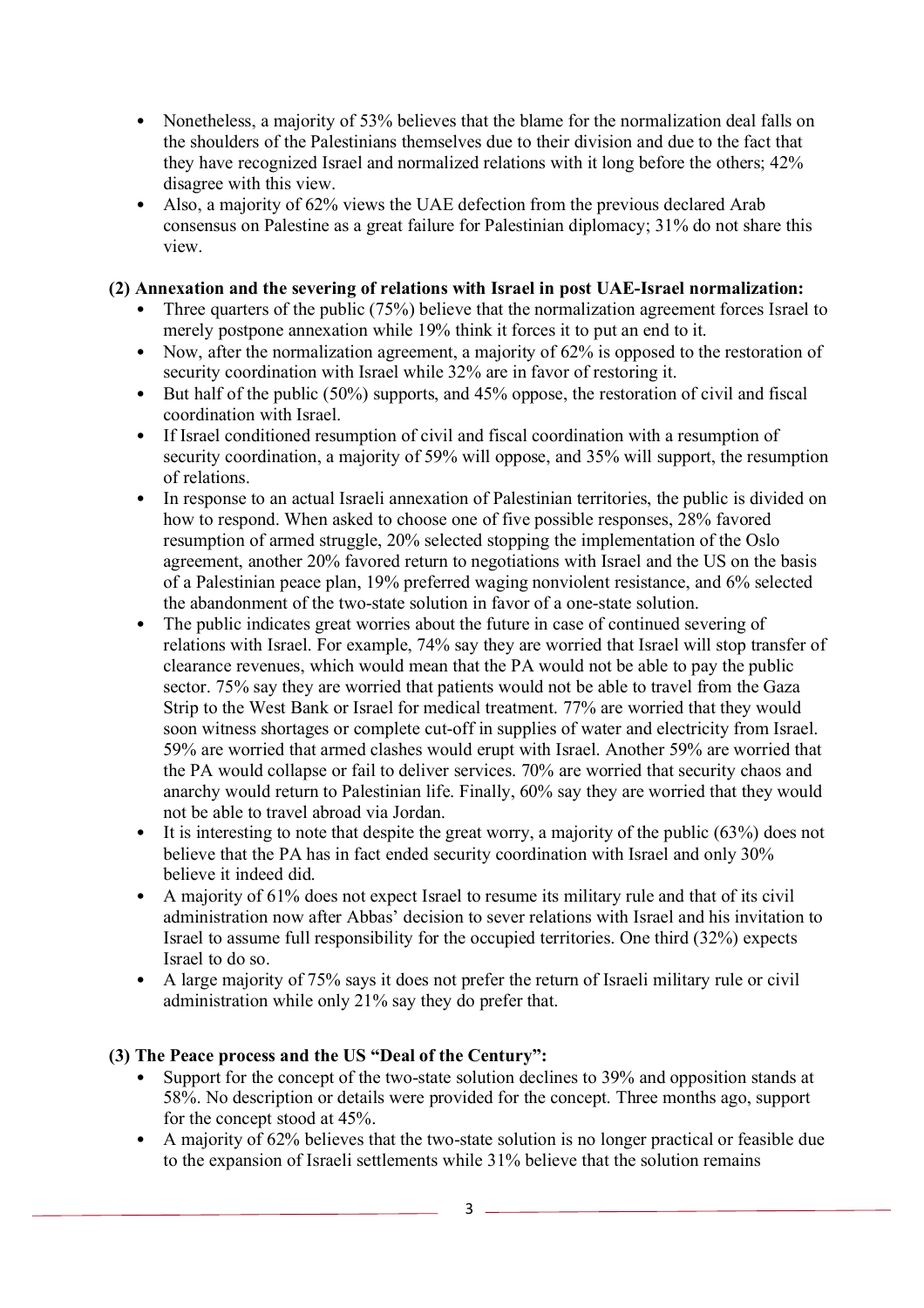- Nonetheless, a majority of 53% believes that the blame for the normalization deal falls on the shoulders of the Palestinians themselves due to their division and due to the fact that they have recognized Israel and normalized relations with it long before the others; 42% disagree with this view.
- Also, a majority of 62% views the UAE defection from the previous declared Arab consensus on Palestine as a great failure for Palestinian diplomacy; 31% do not share this view.

**(2) Annexation and the severing of relations with Israel in post UAE-Israel normalization:**

- Three quarters of the public (75%) believe that the normalization agreement forces Israel to merely postpone annexation while 19% think it forces it to put an end to it.
- Now, after the normalization agreement, a majority of 62% is opposed to the restoration of security coordination with Israel while 32% are in favor of restoring it.
- But half of the public (50%) supports, and 45% oppose, the restoration of civil and fiscal coordination with Israel.
- If Israel conditioned resumption of civil and fiscal coordination with a resumption of security coordination, a majority of 59% will oppose, and 35% will support, the resumption of relations.
- In response to an actual Israeli annexation of Palestinian territories, the public is divided on how to respond. When asked to choose one of five possible responses, 28% favored resumption of armed struggle, 20% selected stopping the implementation of the Oslo agreement, another 20% favored return to negotiations with Israel and the US on the basis of a Palestinian peace plan, 19% preferred waging nonviolent resistance, and 6% selected the abandonment of the two-state solution in favor of a one-state solution.
- The public indicates great worries about the future in case of continued severing of relations with Israel. For example, 74% say they are worried that Israel will stop transfer of clearance revenues, which would mean that the PA would not be able to pay the public sector. 75% say they are worried that patients would not be able to travel from the Gaza Strip to the West Bank or Israel for medical treatment. 77% are worried that they would soon witness shortages or complete cut-off in supplies of water and electricity from Israel. 59% are worried that armed clashes would erupt with Israel. Another 59% are worried that the PA would collapse or fail to deliver services. 70% are worried that security chaos and anarchy would return to Palestinian life. Finally, 60% say they are worried that they would not be able to travel abroad via Jordan.
- It is interesting to note that despite the great worry, a majority of the public (63%) does not believe that the PA has in fact ended security coordination with Israel and only 30% believe it indeed did.
- A majority of 61% does not expect Israel to resume its military rule and that of its civil administration now after Abbas' decision to sever relations with Israel and his invitation to Israel to assume full responsibility for the occupied territories. One third (32%) expects Israel to do so.
- A large majority of 75% says it does not prefer the return of Israeli military rule or civil administration while only 21% say they do prefer that.

**(3) The Peace process and the US "Deal of the Century":**

- Support for the concept of the two-state solution declines to 39% and opposition stands at 58%. No description or details were provided for the concept. Three months ago, support for the concept stood at 45%.
- A majority of 62% believes that the two-state solution is no longer practical or feasible due to the expansion of Israeli settlements while 31% believe that the solution remains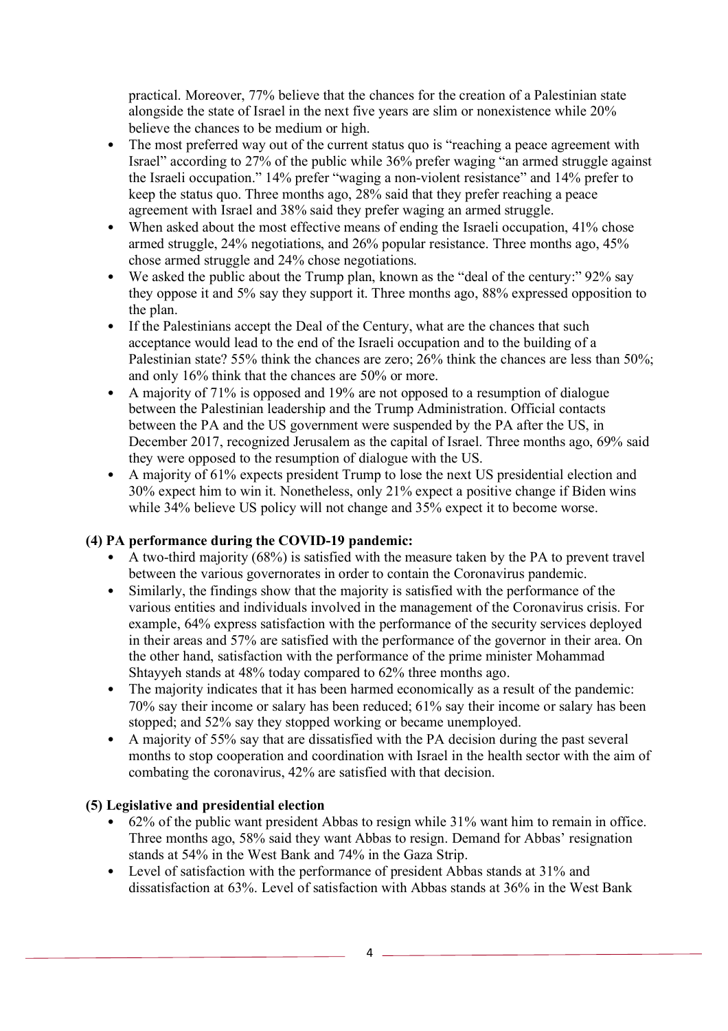practical. Moreover, 77% believe that the chances for the creation of a Palestinian state alongside the state of Israel in the next five years are slim or nonexistence while 20% believe the chances to be medium or high.

- The most preferred way out of the current status quo is "reaching a peace agreement with Israel" according to 27% of the public while 36% prefer waging "an armed struggle against the Israeli occupation." 14% prefer "waging a non-violent resistance" and 14% prefer to keep the status quo. Three months ago, 28% said that they prefer reaching a peace agreement with Israel and 38% said they prefer waging an armed struggle.
- When asked about the most effective means of ending the Israeli occupation, 41% chose armed struggle, 24% negotiations, and 26% popular resistance. Three months ago, 45% chose armed struggle and 24% chose negotiations.
- We asked the public about the Trump plan, known as the "deal of the century:" 92% say they oppose it and 5% say they support it. Three months ago, 88% expressed opposition to the plan.
- If the Palestinians accept the Deal of the Century, what are the chances that such acceptance would lead to the end of the Israeli occupation and to the building of a Palestinian state? 55% think the chances are zero; 26% think the chances are less than 50%; and only 16% think that the chances are 50% or more.
- A majority of 71% is opposed and 19% are not opposed to a resumption of dialogue between the Palestinian leadership and the Trump Administration. Official contacts between the PA and the US government were suspended by the PA after the US, in December 2017, recognized Jerusalem as the capital of Israel. Three months ago, 69% said they were opposed to the resumption of dialogue with the US.
- A majority of 61% expects president Trump to lose the next US presidential election and 30% expect him to win it. Nonetheless, only 21% expect a positive change if Biden wins while 34% believe US policy will not change and 35% expect it to become worse.

**(4) PA performance during the COVID-19 pandemic:**

- A two-third majority (68%) is satisfied with the measure taken by the PA to prevent travel between the various governorates in order to contain the Coronavirus pandemic.
- Similarly, the findings show that the majority is satisfied with the performance of the various entities and individuals involved in the management of the Coronavirus crisis. For example, 64% express satisfaction with the performance of the security services deployed in their areas and 57% are satisfied with the performance of the governor in their area. On the other hand, satisfaction with the performance of the prime minister Mohammad Shtayyeh stands at 48% today compared to 62% three months ago.
- The majority indicates that it has been harmed economically as a result of the pandemic: 70% say their income or salary has been reduced; 61% say their income or salary has been stopped; and 52% say they stopped working or became unemployed.
- A majority of 55% say that are dissatisfied with the PA decision during the past several months to stop cooperation and coordination with Israel in the health sector with the aim of combating the coronavirus, 42% are satisfied with that decision.

**(5) Legislative and presidential election**

- 62% of the public want president Abbas to resign while 31% want him to remain in office. Three months ago, 58% said they want Abbas to resign. Demand for Abbas' resignation stands at 54% in the West Bank and 74% in the Gaza Strip.
- Level of satisfaction with the performance of president Abbas stands at 31% and dissatisfaction at 63%. Level of satisfaction with Abbas stands at 36% in the West Bank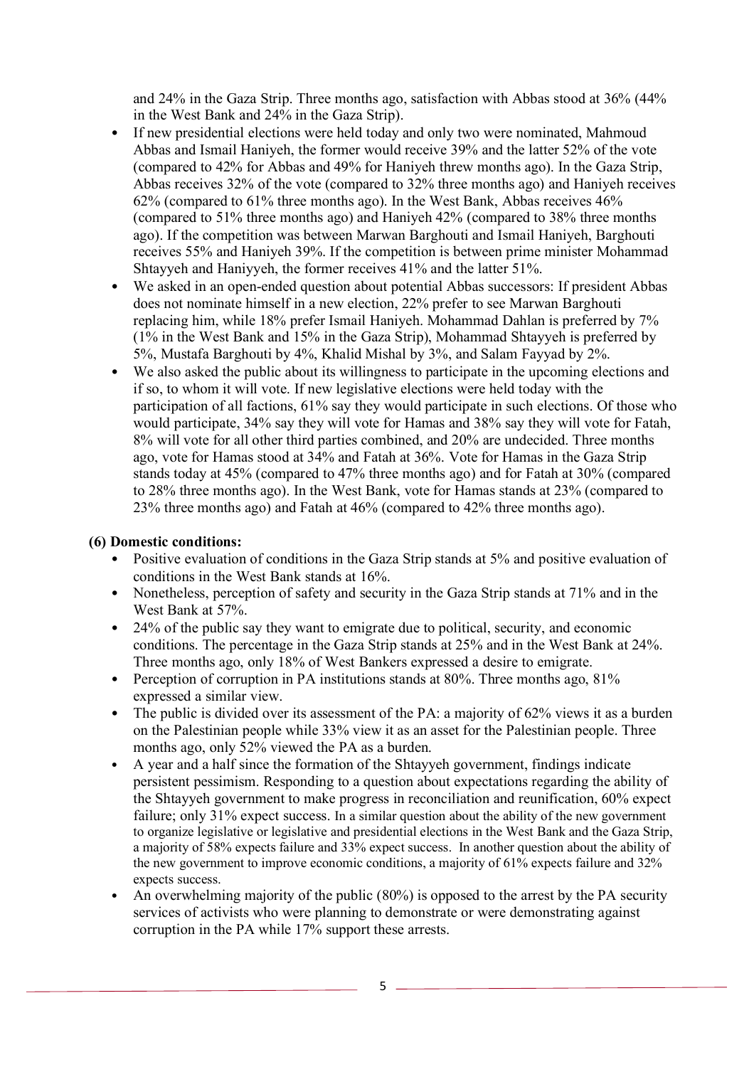and 24% in the Gaza Strip. Three months ago, satisfaction with Abbas stood at 36% (44% in the West Bank and 24% in the Gaza Strip).

- If new presidential elections were held today and only two were nominated, Mahmoud Abbas and Ismail Haniyeh, the former would receive 39% and the latter 52% of the vote (compared to 42% for Abbas and 49% for Haniyeh threw months ago). In the Gaza Strip, Abbas receives 32% of the vote (compared to 32% three months ago) and Haniyeh receives 62% (compared to 61% three months ago). In the West Bank, Abbas receives 46% (compared to 51% three months ago) and Haniyeh 42% (compared to 38% three months ago). If the competition was between Marwan Barghouti and Ismail Haniyeh, Barghouti receives 55% and Haniyeh 39%. If the competition is between prime minister Mohammad Shtayyeh and Haniyyeh, the former receives 41% and the latter 51%.
- We asked in an open-ended question about potential Abbas successors: If president Abbas does not nominate himself in a new election, 22% prefer to see Marwan Barghouti replacing him, while 18% prefer Ismail Haniyeh. Mohammad Dahlan is preferred by 7% (1% in the West Bank and 15% in the Gaza Strip), Mohammad Shtayyeh is preferred by 5%, Mustafa Barghouti by 4%, Khalid Mishal by 3%, and Salam Fayyad by 2%.
- We also asked the public about its willingness to participate in the upcoming elections and if so, to whom it will vote. If new legislative elections were held today with the participation of all factions, 61% say they would participate in such elections. Of those who would participate, 34% say they will vote for Hamas and 38% say they will vote for Fatah, 8% will vote for all other third parties combined, and 20% are undecided. Three months ago, vote for Hamas stood at 34% and Fatah at 36%. Vote for Hamas in the Gaza Strip stands today at 45% (compared to 47% three months ago) and for Fatah at 30% (compared to 28% three months ago). In the West Bank, vote for Hamas stands at 23% (compared to 23% three months ago) and Fatah at 46% (compared to 42% three months ago).

**(6) Domestic conditions:**

- Positive evaluation of conditions in the Gaza Strip stands at 5% and positive evaluation of conditions in the West Bank stands at 16%.
- Nonetheless, perception of safety and security in the Gaza Strip stands at 71% and in the West Bank at 57%.
- 24% of the public say they want to emigrate due to political, security, and economic conditions. The percentage in the Gaza Strip stands at 25% and in the West Bank at 24%. Three months ago, only 18% of West Bankers expressed a desire to emigrate.
- Perception of corruption in PA institutions stands at 80%. Three months ago, 81% expressed a similar view.
- The public is divided over its assessment of the PA: a majority of 62% views it as a burden on the Palestinian people while 33% view it as an asset for the Palestinian people. Three months ago, only 52% viewed the PA as a burden.
- A year and a half since the formation of the Shtayyeh government, findings indicate persistent pessimism. Responding to a question about expectations regarding the ability of the Shtayyeh government to make progress in reconciliation and reunification, 60% expect failure; only 31% expect success. In a similar question about the ability of the new government to organize legislative or legislative and presidential elections in the West Bank and the Gaza Strip, a majority of 58% expects failure and 33% expect success. In another question about the ability of the new government to improve economic conditions, a majority of 61% expects failure and 32% expects success.
- An overwhelming majority of the public (80%) is opposed to the arrest by the PA security services of activists who were planning to demonstrate or were demonstrating against corruption in the PA while 17% support these arrests.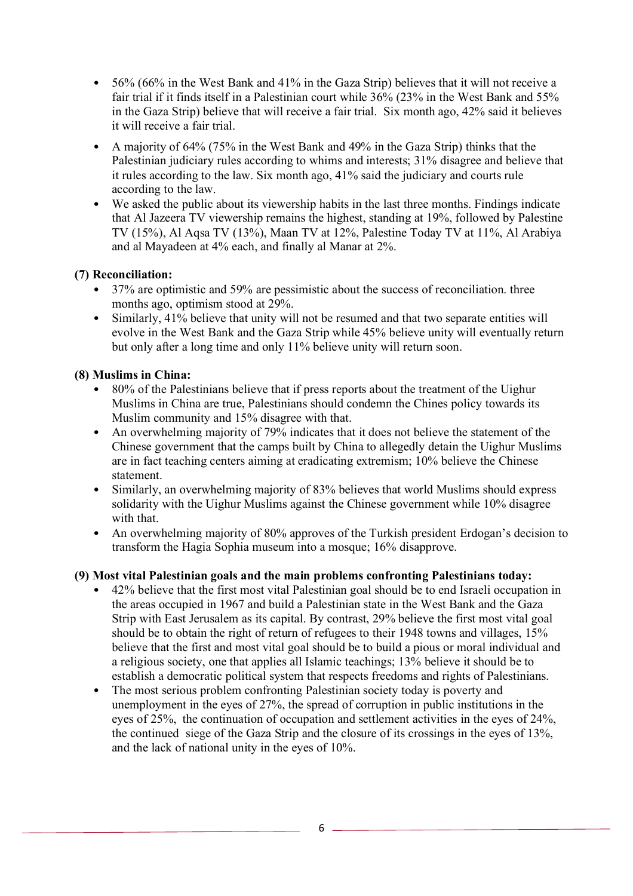- 56% (66% in the West Bank and 41% in the Gaza Strip) believes that it will not receive a fair trial if it finds itself in a Palestinian court while 36% (23% in the West Bank and 55% in the Gaza Strip) believe that will receive a fair trial. Six month ago, 42% said it believes it will receive a fair trial.
- A majority of 64% (75% in the West Bank and 49% in the Gaza Strip) thinks that the Palestinian judiciary rules according to whims and interests; 31% disagree and believe that it rules according to the law. Six month ago, 41% said the judiciary and courts rule according to the law.
- We asked the public about its viewership habits in the last three months. Findings indicate that Al Jazeera TV viewership remains the highest, standing at 19%, followed by Palestine TV (15%), Al Aqsa TV (13%), Maan TV at 12%, Palestine Today TV at 11%, Al Arabiya and al Mayadeen at 4% each, and finally al Manar at 2%.

**(7) Reconciliation:**

- 37% are optimistic and 59% are pessimistic about the success of reconciliation. three months ago, optimism stood at 29%.
- Similarly, 41% believe that unity will not be resumed and that two separate entities will evolve in the West Bank and the Gaza Strip while 45% believe unity will eventually return but only after a long time and only 11% believe unity will return soon.

**(8) Muslims in China:**

- 80% of the Palestinians believe that if press reports about the treatment of the Uighur Muslims in China are true, Palestinians should condemn the Chines policy towards its Muslim community and 15% disagree with that.
- An overwhelming majority of 79% indicates that it does not believe the statement of the Chinese government that the camps built by China to allegedly detain the Uighur Muslims are in fact teaching centers aiming at eradicating extremism; 10% believe the Chinese statement.
- Similarly, an overwhelming majority of 83% believes that world Muslims should express solidarity with the Uighur Muslims against the Chinese government while 10% disagree with that.
- An overwhelming majority of 80% approves of the Turkish president Erdogan's decision to transform the Hagia Sophia museum into a mosque; 16% disapprove.

**(9) Most vital Palestinian goals and the main problems confronting Palestinians today:**

- 42% believe that the first most vital Palestinian goal should be to end Israeli occupation in the areas occupied in 1967 and build a Palestinian state in the West Bank and the Gaza Strip with East Jerusalem as its capital. By contrast, 29% believe the first most vital goal should be to obtain the right of return of refugees to their 1948 towns and villages, 15% believe that the first and most vital goal should be to build a pious or moral individual and a religious society, one that applies all Islamic teachings; 13% believe it should be to establish a democratic political system that respects freedoms and rights of Palestinians.
- The most serious problem confronting Palestinian society today is poverty and unemployment in the eyes of 27%, the spread of corruption in public institutions in the eyes of 25%, the continuation of occupation and settlement activities in the eyes of 24%, the continued siege of the Gaza Strip and the closure of its crossings in the eyes of 13%, and the lack of national unity in the eyes of 10%.